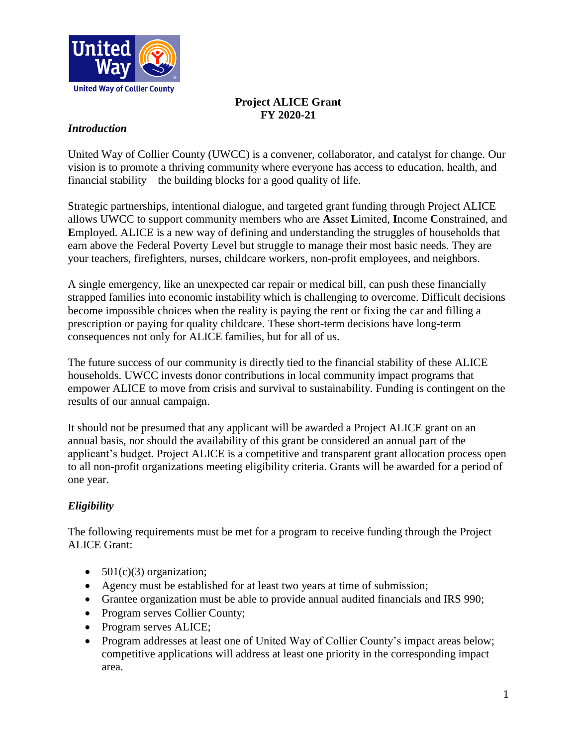United Way of Collier County

**Project ALICE Grant**
**FY 2020-21**

### *Introduction*

United Way of Collier County (UWCC) is a convener, collaborator, and catalyst for change. Our vision is to promote a thriving community where everyone has access to education, health, and financial stability – the building blocks for a good quality of life.

Strategic partnerships, intentional dialogue, and targeted grant funding through Project ALICE allows UWCC to support community members who are **A**sset **L**imited, **I**ncome **C**onstrained, and **E**mployed. ALICE is a new way of defining and understanding the struggles of households that earn above the Federal Poverty Level but struggle to manage their most basic needs. They are your teachers, firefighters, nurses, childcare workers, non-profit employees, and neighbors.

A single emergency, like an unexpected car repair or medical bill, can push these financially strapped families into economic instability which is challenging to overcome. Difficult decisions become impossible choices when the reality is paying the rent or fixing the car and filling a prescription or paying for quality childcare. These short-term decisions have long-term consequences not only for ALICE families, but for all of us.

The future success of our community is directly tied to the financial stability of these ALICE households. UWCC invests donor contributions in local community impact programs that empower ALICE to move from crisis and survival to sustainability. Funding is contingent on the results of our annual campaign.

It should not be presumed that any applicant will be awarded a Project ALICE grant on an annual basis, nor should the availability of this grant be considered an annual part of the applicant's budget. Project ALICE is a competitive and transparent grant allocation process open to all non-profit organizations meeting eligibility criteria. Grants will be awarded for a period of one year.

### *Eligibility*

The following requirements must be met for a program to receive funding through the Project ALICE Grant:

- 501(c)(3) organization;
- Agency must be established for at least two years at time of submission;
- Grantee organization must be able to provide annual audited financials and IRS 990;
- Program serves Collier County;
- Program serves ALICE;
- Program addresses at least one of United Way of Collier County's impact areas below; competitive applications will address at least one priority in the corresponding impact area.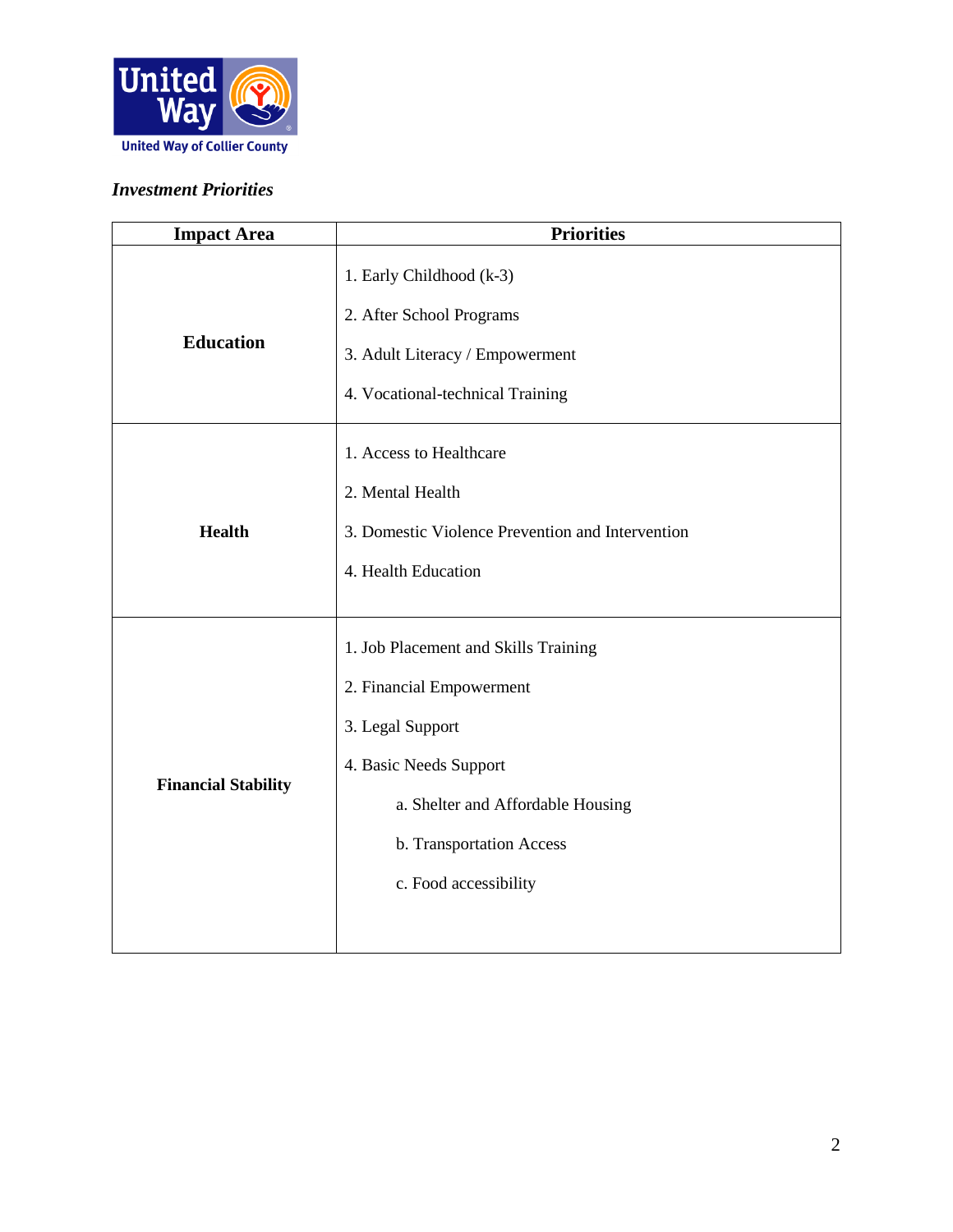United Way of Collier County

*Investment Priorities*

| Impact Area | Priorities |
| --- | --- |
| **Education** | 1. Early Childhood (k-3)<br>2. After School Programs<br>3. Adult Literacy / Empowerment<br>4. Vocational-technical Training |
| **Health** | 1. Access to Healthcare<br>2. Mental Health<br>3. Domestic Violence Prevention and Intervention<br>4. Health Education |
| **Financial Stability** | 1. Job Placement and Skills Training<br>2. Financial Empowerment<br>3. Legal Support<br>4. Basic Needs Support<br>a. Shelter and Affordable Housing<br>b. Transportation Access<br>c. Food accessibility |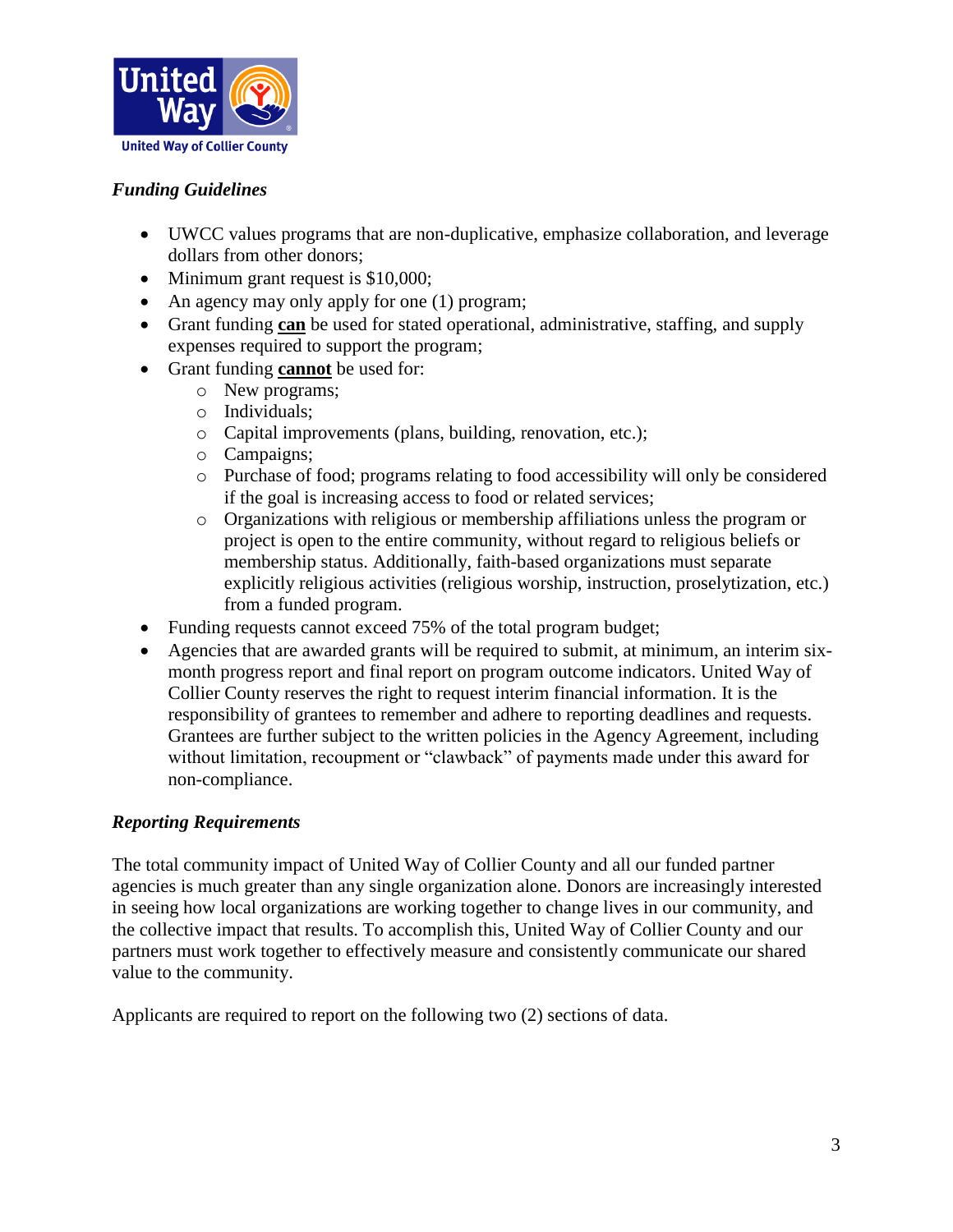### *Funding Guidelines*

- UWCC values programs that are non-duplicative, emphasize collaboration, and leverage dollars from other donors;
- Minimum grant request is $10,000;
- An agency may only apply for one (1) program;
- Grant funding **can** be used for stated operational, administrative, staffing, and supply expenses required to support the program;
- Grant funding **cannot** be used for:
  - New programs;
  - Individuals;
  - Capital improvements (plans, building, renovation, etc.);
  - Campaigns;
  - Purchase of food; programs relating to food accessibility will only be considered if the goal is increasing access to food or related services;
  - Organizations with religious or membership affiliations unless the program or project is open to the entire community, without regard to religious beliefs or membership status. Additionally, faith-based organizations must separate explicitly religious activities (religious worship, instruction, proselytization, etc.) from a funded program.
- Funding requests cannot exceed 75% of the total program budget;
- Agencies that are awarded grants will be required to submit, at minimum, an interim six-month progress report and final report on program outcome indicators. United Way of Collier County reserves the right to request interim financial information. It is the responsibility of grantees to remember and adhere to reporting deadlines and requests. Grantees are further subject to the written policies in the Agency Agreement, including without limitation, recoupment or "clawback" of payments made under this award for non-compliance.

### *Reporting Requirements*

The total community impact of United Way of Collier County and all our funded partner agencies is much greater than any single organization alone. Donors are increasingly interested in seeing how local organizations are working together to change lives in our community, and the collective impact that results. To accomplish this, United Way of Collier County and our partners must work together to effectively measure and consistently communicate our shared value to the community.

Applicants are required to report on the following two (2) sections of data.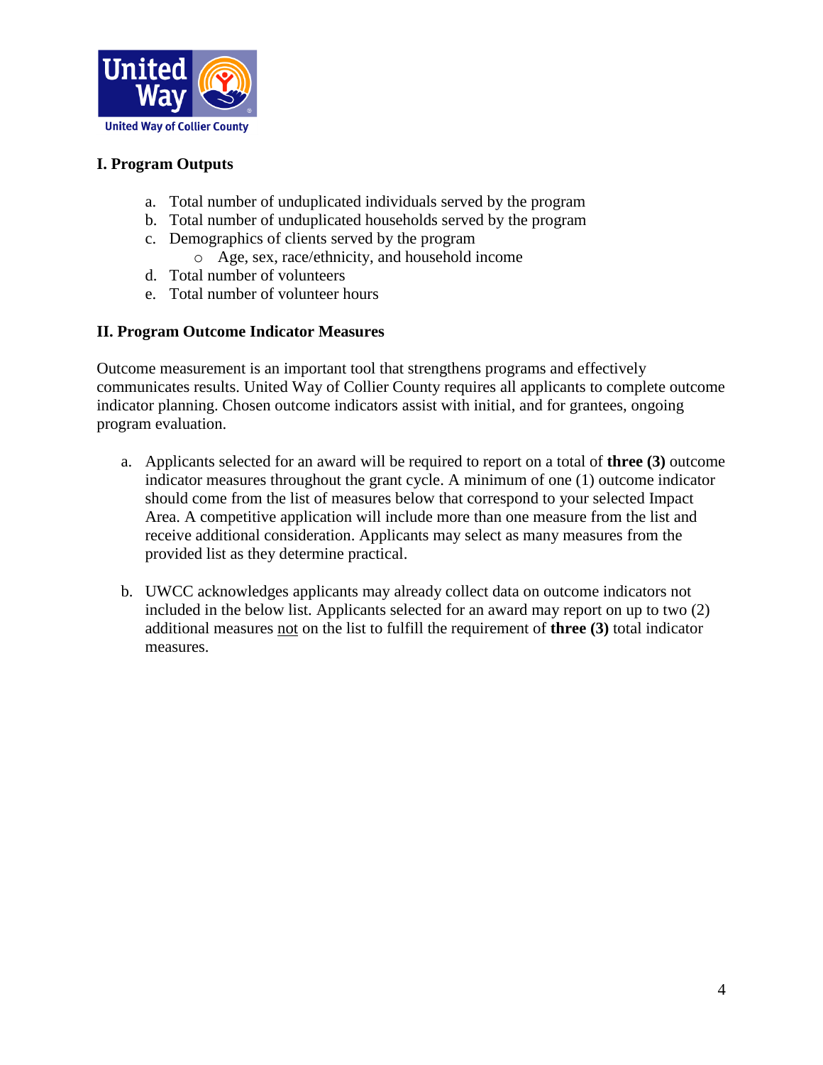## I. Program Outputs

a. Total number of unduplicated individuals served by the program
b. Total number of unduplicated households served by the program
c. Demographics of clients served by the program
   - Age, sex, race/ethnicity, and household income
d. Total number of volunteers
e. Total number of volunteer hours

## II. Program Outcome Indicator Measures

Outcome measurement is an important tool that strengthens programs and effectively communicates results. United Way of Collier County requires all applicants to complete outcome indicator planning. Chosen outcome indicators assist with initial, and for grantees, ongoing program evaluation.

a. Applicants selected for an award will be required to report on a total of **three (3)** outcome indicator measures throughout the grant cycle. A minimum of one (1) outcome indicator should come from the list of measures below that correspond to your selected Impact Area. A competitive application will include more than one measure from the list and receive additional consideration. Applicants may select as many measures from the provided list as they determine practical.

b. UWCC acknowledges applicants may already collect data on outcome indicators not included in the below list. Applicants selected for an award may report on up to two (2) additional measures <u>not</u> on the list to fulfill the requirement of **three (3)** total indicator measures.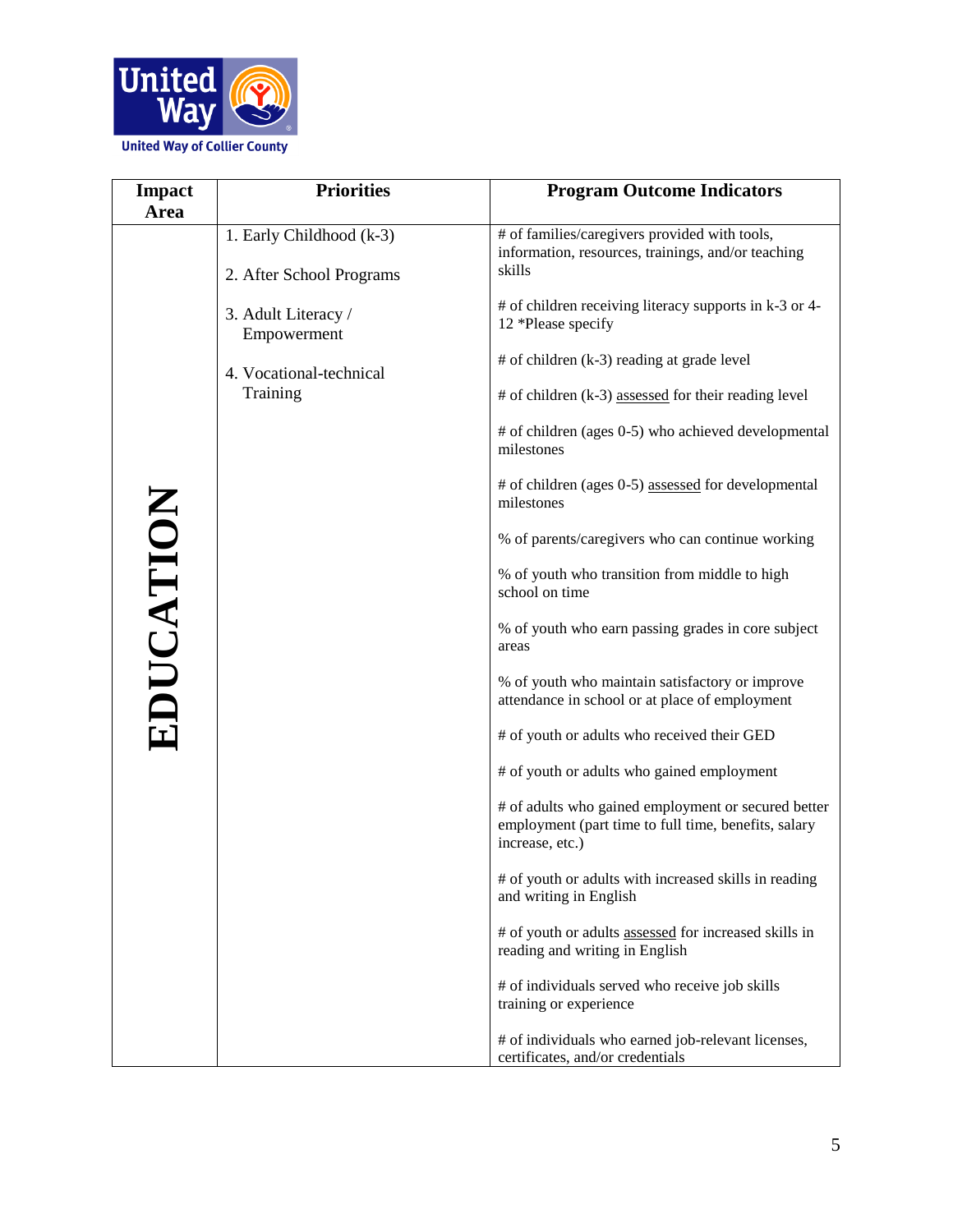United Way of Collier County

| Impact Area | Priorities | Program Outcome Indicators |
|---|---|---|
| EDUCATION | 1. Early Childhood (k-3)<br><br>2. After School Programs<br><br>3. Adult Literacy / Empowerment<br><br>4. Vocational-technical Training | # of families/caregivers provided with tools, information, resources, trainings, and/or teaching skills<br><br># of children receiving literacy supports in k-3 or 4-12 *Please specify<br><br># of children (k-3) reading at grade level<br><br># of children (k-3) <u>assessed</u> for their reading level<br><br># of children (ages 0-5) who achieved developmental milestones<br><br># of children (ages 0-5) <u>assessed</u> for developmental milestones<br><br>% of parents/caregivers who can continue working<br><br>% of youth who transition from middle to high school on time<br><br>% of youth who earn passing grades in core subject areas<br><br>% of youth who maintain satisfactory or improve attendance in school or at place of employment<br><br># of youth or adults who received their GED<br><br># of youth or adults who gained employment<br><br># of adults who gained employment or secured better employment (part time to full time, benefits, salary increase, etc.)<br><br># of youth or adults with increased skills in reading and writing in English<br><br># of youth or adults <u>assessed</u> for increased skills in reading and writing in English<br><br># of individuals served who receive job skills training or experience<br><br># of individuals who earned job-relevant licenses, certificates, and/or credentials |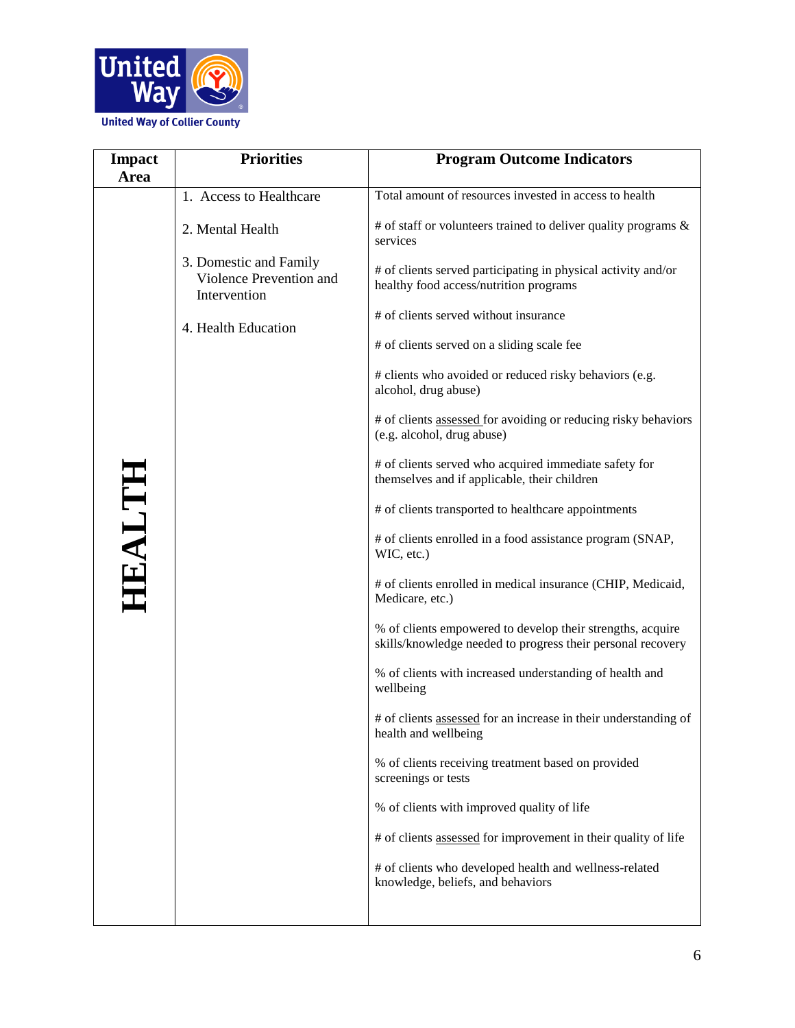United Way of Collier County

| Impact Area | Priorities | Program Outcome Indicators |
| --- | --- | --- |
| HEALTH | 1. Access to Healthcare<br><br>2. Mental Health<br><br>3. Domestic and Family Violence Prevention and Intervention<br><br>4. Health Education | Total amount of resources invested in access to health<br><br># of staff or volunteers trained to deliver quality programs & services<br><br># of clients served participating in physical activity and/or healthy food access/nutrition programs<br><br># of clients served without insurance<br><br># of clients served on a sliding scale fee<br><br># clients who avoided or reduced risky behaviors (e.g. alcohol, drug abuse)<br><br># of clients assessed for avoiding or reducing risky behaviors (e.g. alcohol, drug abuse)<br><br># of clients served who acquired immediate safety for themselves and if applicable, their children<br><br># of clients transported to healthcare appointments<br><br># of clients enrolled in a food assistance program (SNAP, WIC, etc.)<br><br># of clients enrolled in medical insurance (CHIP, Medicaid, Medicare, etc.)<br><br>% of clients empowered to develop their strengths, acquire skills/knowledge needed to progress their personal recovery<br><br>% of clients with increased understanding of health and wellbeing<br><br># of clients assessed for an increase in their understanding of health and wellbeing<br><br>% of clients receiving treatment based on provided screenings or tests<br><br>% of clients with improved quality of life<br><br># of clients assessed for improvement in their quality of life<br><br># of clients who developed health and wellness-related knowledge, beliefs, and behaviors |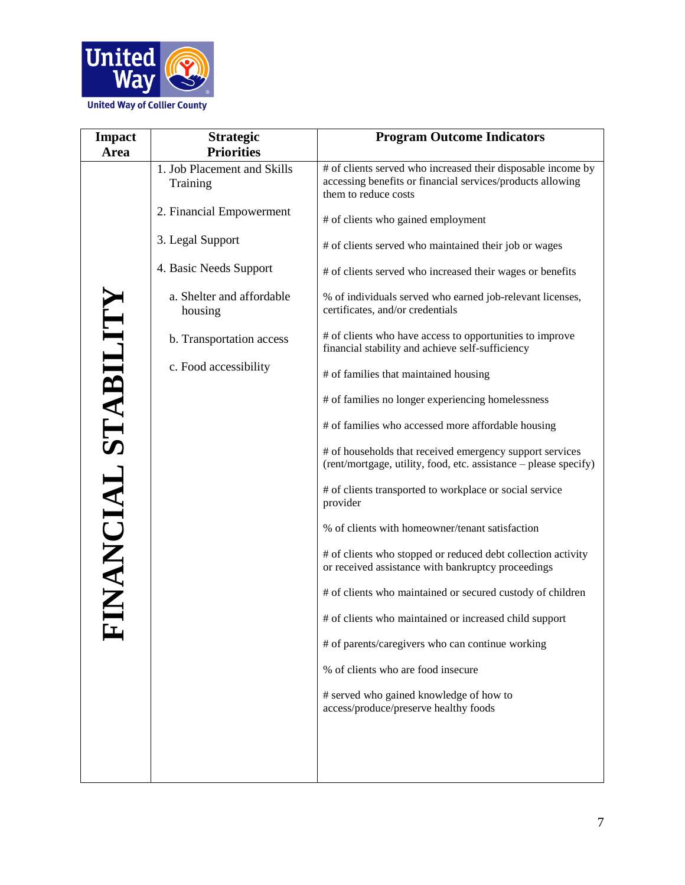United Way of Collier County

| Impact Area | Strategic Priorities | Program Outcome Indicators |
|---|---|---|
| FINANCIAL STABILITY | 1. Job Placement and Skills Training<br><br>2. Financial Empowerment<br><br>3. Legal Support<br><br>4. Basic Needs Support<br><br>a. Shelter and affordable housing<br><br>b. Transportation access<br><br>c. Food accessibility | # of clients served who increased their disposable income by accessing benefits or financial services/products allowing them to reduce costs<br><br># of clients who gained employment<br><br># of clients served who maintained their job or wages<br><br># of clients served who increased their wages or benefits<br><br>% of individuals served who earned job-relevant licenses, certificates, and/or credentials<br><br># of clients who have access to opportunities to improve financial stability and achieve self-sufficiency<br><br># of families that maintained housing<br><br># of families no longer experiencing homelessness<br><br># of families who accessed more affordable housing<br><br># of households that received emergency support services (rent/mortgage, utility, food, etc. assistance – please specify)<br><br># of clients transported to workplace or social service provider<br><br>% of clients with homeowner/tenant satisfaction<br><br># of clients who stopped or reduced debt collection activity or received assistance with bankruptcy proceedings<br><br># of clients who maintained or secured custody of children<br><br># of clients who maintained or increased child support<br><br># of parents/caregivers who can continue working<br><br>% of clients who are food insecure<br><br># served who gained knowledge of how to access/produce/preserve healthy foods |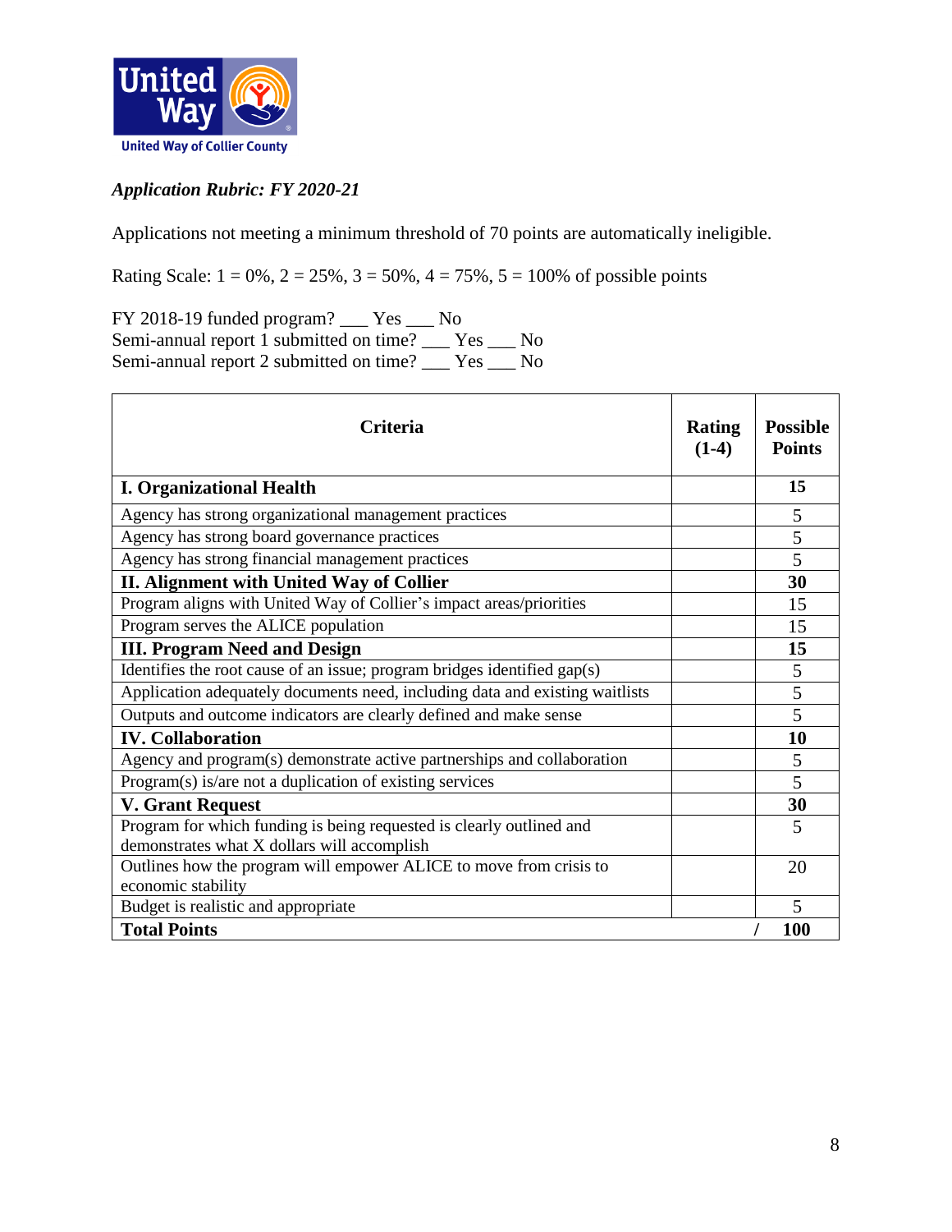United Way of Collier County

*Application Rubric: FY 2020-21*

Applications not meeting a minimum threshold of 70 points are automatically ineligible.

Rating Scale: 1 = 0%, 2 = 25%, 3 = 50%, 4 = 75%, 5 = 100% of possible points

FY 2018-19 funded program? ___ Yes ___ No
Semi-annual report 1 submitted on time? ___ Yes ___ No
Semi-annual report 2 submitted on time? ___ Yes ___ No

| Criteria | Rating (1-4) | Possible Points |
|---|---|---|
| **I. Organizational Health** | | **15** |
| Agency has strong organizational management practices | | 5 |
| Agency has strong board governance practices | | 5 |
| Agency has strong financial management practices | | 5 |
| **II. Alignment with United Way of Collier** | | **30** |
| Program aligns with United Way of Collier's impact areas/priorities | | 15 |
| Program serves the ALICE population | | 15 |
| **III. Program Need and Design** | | **15** |
| Identifies the root cause of an issue; program bridges identified gap(s) | | 5 |
| Application adequately documents need, including data and existing waitlists | | 5 |
| Outputs and outcome indicators are clearly defined and make sense | | 5 |
| **IV. Collaboration** | | **10** |
| Agency and program(s) demonstrate active partnerships and collaboration | | 5 |
| Program(s) is/are not a duplication of existing services | | 5 |
| **V. Grant Request** | | **30** |
| Program for which funding is being requested is clearly outlined and demonstrates what X dollars will accomplish | | 5 |
| Outlines how the program will empower ALICE to move from crisis to economic stability | | 20 |
| Budget is realistic and appropriate | | 5 |
| **Total Points** | / | **100** |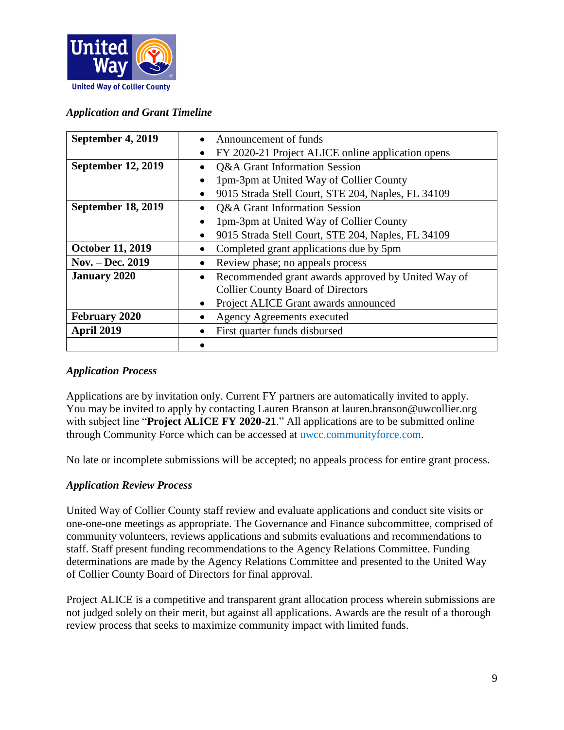United Way of Collier County

***Application and Grant Timeline***

| | |
|---|---|
| **September 4, 2019** | • Announcement of funds<br>• FY 2020-21 Project ALICE online application opens |
| **September 12, 2019** | • Q&A Grant Information Session<br>• 1pm-3pm at United Way of Collier County<br>• 9015 Strada Stell Court, STE 204, Naples, FL 34109 |
| **September 18, 2019** | • Q&A Grant Information Session<br>• 1pm-3pm at United Way of Collier County<br>• 9015 Strada Stell Court, STE 204, Naples, FL 34109 |
| **October 11, 2019** | • Completed grant applications due by 5pm |
| **Nov. – Dec. 2019** | • Review phase; no appeals process |
| **January 2020** | • Recommended grant awards approved by United Way of Collier County Board of Directors<br>• Project ALICE Grant awards announced |
| **February 2020** | • Agency Agreements executed |
| **April 2019** | • First quarter funds disbursed |
| | • |

***Application Process***

Applications are by invitation only. Current FY partners are automatically invited to apply. You may be invited to apply by contacting Lauren Branson at lauren.branson@uwcollier.org with subject line "**Project ALICE FY 2020-21**." All applications are to be submitted online through Community Force which can be accessed at uwcc.communityforce.com.

No late or incomplete submissions will be accepted; no appeals process for entire grant process.

***Application Review Process***

United Way of Collier County staff review and evaluate applications and conduct site visits or one-one-one meetings as appropriate. The Governance and Finance subcommittee, comprised of community volunteers, reviews applications and submits evaluations and recommendations to staff. Staff present funding recommendations to the Agency Relations Committee. Funding determinations are made by the Agency Relations Committee and presented to the United Way of Collier County Board of Directors for final approval.

Project ALICE is a competitive and transparent grant allocation process wherein submissions are not judged solely on their merit, but against all applications. Awards are the result of a thorough review process that seeks to maximize community impact with limited funds.